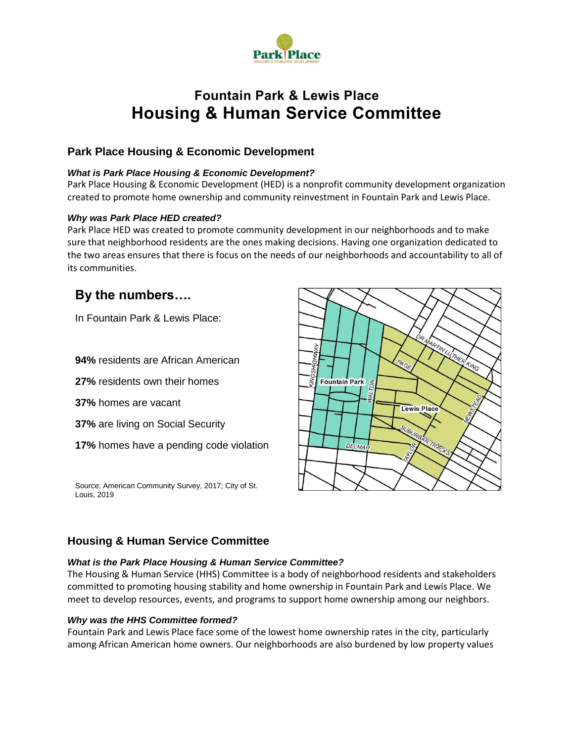# Fountain Park & Lewis Place
# Housing & Human Service Committee

## Park Place Housing & Economic Development

***What is Park Place Housing & Economic Development?***

Park Place Housing & Economic Development (HED) is a nonprofit community development organization created to promote home ownership and community reinvestment in Fountain Park and Lewis Place.

***Why was Park Place HED created?***

Park Place HED was created to promote community development in our neighborhoods and to make sure that neighborhood residents are the ones making decisions. Having one organization dedicated to the two areas ensures that there is focus on the needs of our neighborhoods and accountability to all of its communities.

## By the numbers….

In Fountain Park & Lewis Place:

**94%** residents are African American

**27%** residents own their homes

**37%** homes are vacant

**37%** are living on Social Security

**17%** homes have a pending code violation

Source: American Community Survey, 2017; City of St. Louis, 2019

## Housing & Human Service Committee

***What is the Park Place Housing & Human Service Committee?***

The Housing & Human Service (HHS) Committee is a body of neighborhood residents and stakeholders committed to promoting housing stability and home ownership in Fountain Park and Lewis Place. We meet to develop resources, events, and programs to support home ownership among our neighbors.

***Why was the HHS Committee formed?***

Fountain Park and Lewis Place face some of the lowest home ownership rates in the city, particularly among African American home owners. Our neighborhoods are also burdened by low property values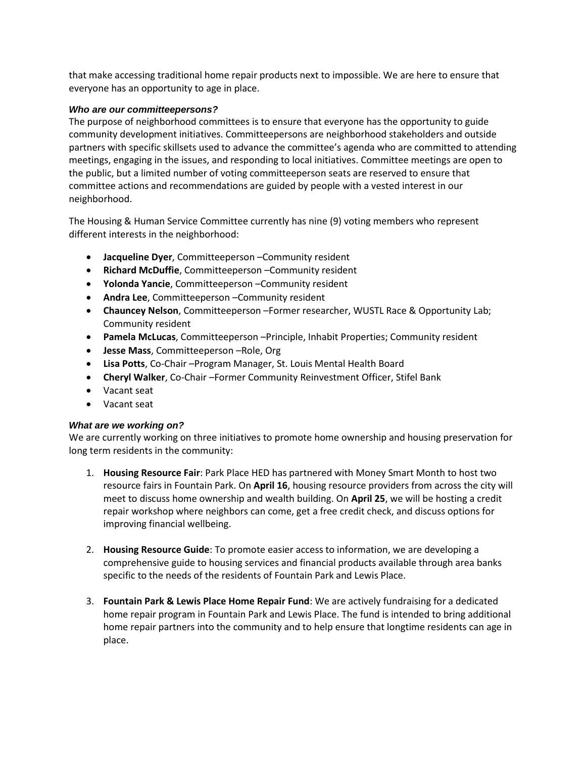that make accessing traditional home repair products next to impossible. We are here to ensure that everyone has an opportunity to age in place.

### *Who are our committeepersons?*

The purpose of neighborhood committees is to ensure that everyone has the opportunity to guide community development initiatives. Committeepersons are neighborhood stakeholders and outside partners with specific skillsets used to advance the committee's agenda who are committed to attending meetings, engaging in the issues, and responding to local initiatives. Committee meetings are open to the public, but a limited number of voting committeeperson seats are reserved to ensure that committee actions and recommendations are guided by people with a vested interest in our neighborhood.

The Housing & Human Service Committee currently has nine (9) voting members who represent different interests in the neighborhood:

- **Jacqueline Dyer**, Committeeperson –Community resident
- **Richard McDuffie**, Committeeperson –Community resident
- **Yolonda Yancie**, Committeeperson –Community resident
- **Andra Lee**, Committeeperson –Community resident
- **Chauncey Nelson**, Committeeperson –Former researcher, WUSTL Race & Opportunity Lab; Community resident
- **Pamela McLucas**, Committeeperson –Principle, Inhabit Properties; Community resident
- **Jesse Mass**, Committeeperson –Role, Org
- **Lisa Potts**, Co-Chair –Program Manager, St. Louis Mental Health Board
- **Cheryl Walker**, Co-Chair –Former Community Reinvestment Officer, Stifel Bank
- Vacant seat
- Vacant seat

### *What are we working on?*

We are currently working on three initiatives to promote home ownership and housing preservation for long term residents in the community:

1. **Housing Resource Fair**: Park Place HED has partnered with Money Smart Month to host two resource fairs in Fountain Park. On **April 16**, housing resource providers from across the city will meet to discuss home ownership and wealth building. On **April 25**, we will be hosting a credit repair workshop where neighbors can come, get a free credit check, and discuss options for improving financial wellbeing.

2. **Housing Resource Guide**: To promote easier access to information, we are developing a comprehensive guide to housing services and financial products available through area banks specific to the needs of the residents of Fountain Park and Lewis Place.

3. **Fountain Park & Lewis Place Home Repair Fund**: We are actively fundraising for a dedicated home repair program in Fountain Park and Lewis Place. The fund is intended to bring additional home repair partners into the community and to help ensure that longtime residents can age in place.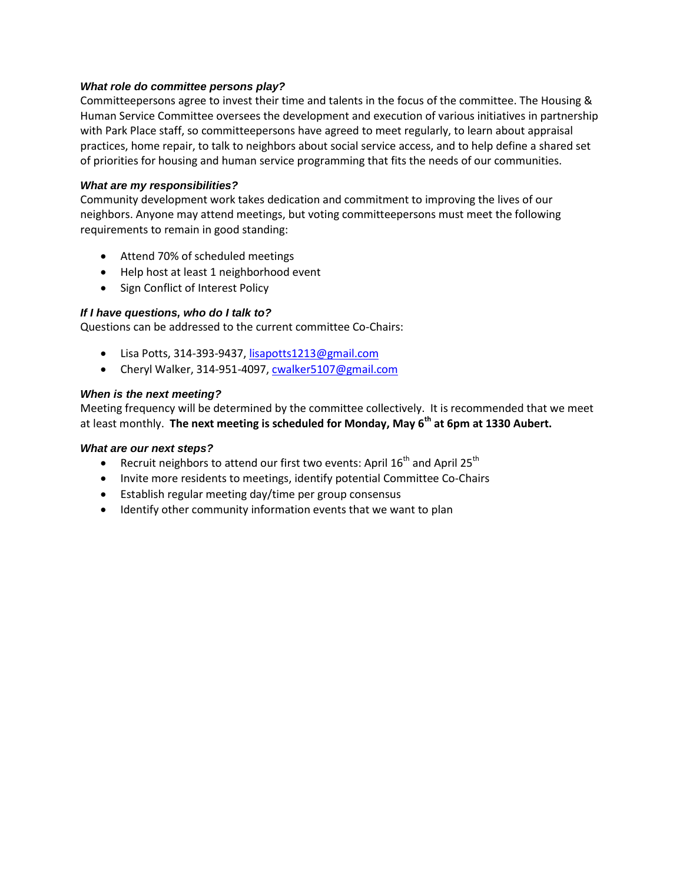### *What role do committee persons play?*

Committeepersons agree to invest their time and talents in the focus of the committee. The Housing & Human Service Committee oversees the development and execution of various initiatives in partnership with Park Place staff, so committeepersons have agreed to meet regularly, to learn about appraisal practices, home repair, to talk to neighbors about social service access, and to help define a shared set of priorities for housing and human service programming that fits the needs of our communities.

### *What are my responsibilities?*

Community development work takes dedication and commitment to improving the lives of our neighbors. Anyone may attend meetings, but voting committeepersons must meet the following requirements to remain in good standing:

- Attend 70% of scheduled meetings
- Help host at least 1 neighborhood event
- Sign Conflict of Interest Policy

### *If I have questions, who do I talk to?*

Questions can be addressed to the current committee Co-Chairs:

- Lisa Potts, 314-393-9437, lisapotts1213@gmail.com
- Cheryl Walker, 314-951-4097, cwalker5107@gmail.com

### *When is the next meeting?*

Meeting frequency will be determined by the committee collectively. It is recommended that we meet at least monthly. **The next meeting is scheduled for Monday, May 6th at 6pm at 1330 Aubert.**

### *What are our next steps?*

- Recruit neighbors to attend our first two events: April 16th and April 25th
- Invite more residents to meetings, identify potential Committee Co-Chairs
- Establish regular meeting day/time per group consensus
- Identify other community information events that we want to plan